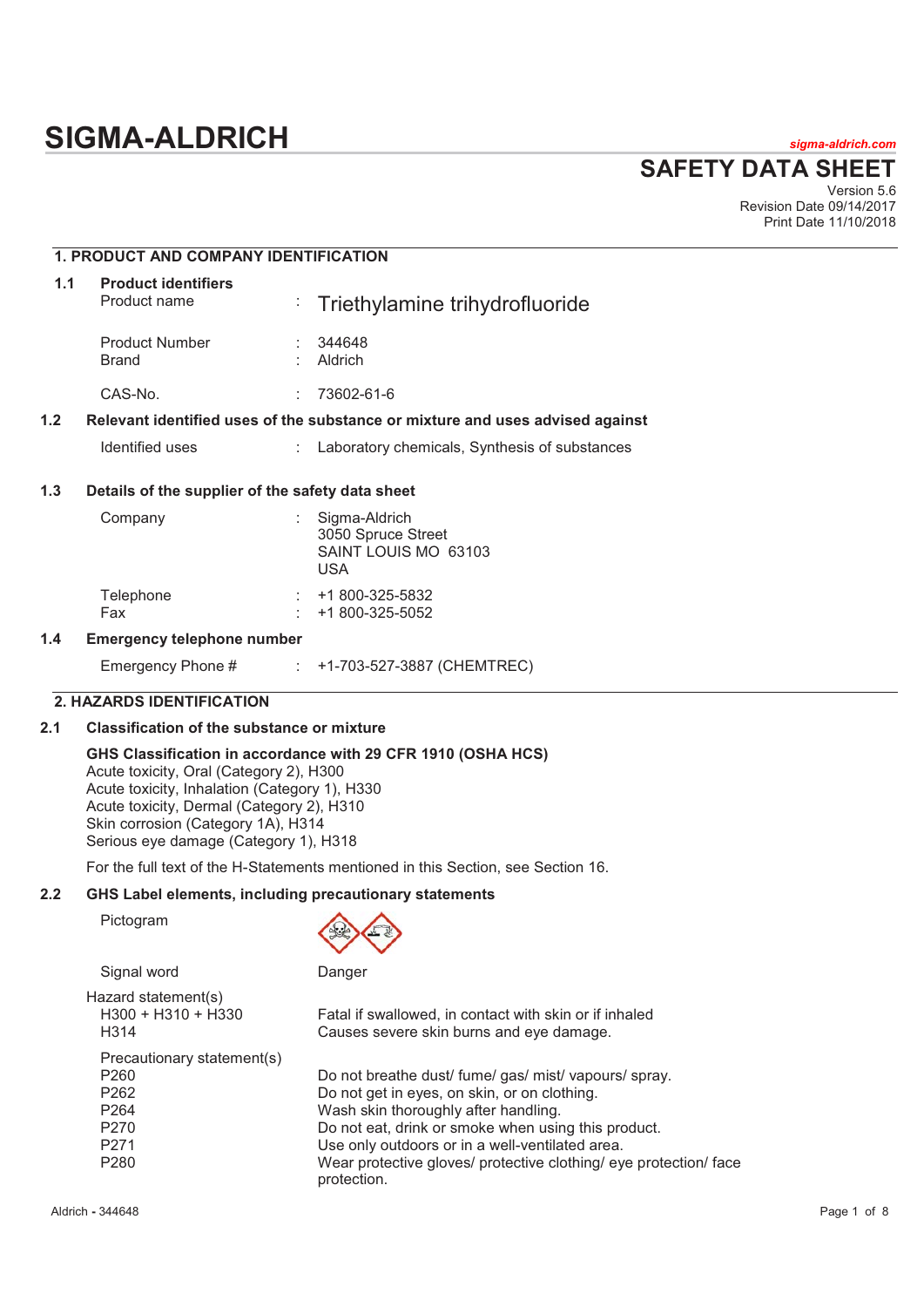# SIGMA-ALDRICH

*sigma-aldrich.com*

## SAFETY DATA SHEET

Version 5.6
Revision Date 09/14/2017
Print Date 11/10/2018

## 1. PRODUCT AND COMPANY IDENTIFICATION

### 1.1 Product identifiers

| | | |
|---|---|---|
| Product name | : | Triethylamine trihydrofluoride |
| Product Number | : | 344648 |
| Brand | : | Aldrich |
| CAS-No. | : | 73602-61-6 |

### 1.2 Relevant identified uses of the substance or mixture and uses advised against

| | | |
|---|---|---|
| Identified uses | : | Laboratory chemicals, Synthesis of substances |

### 1.3 Details of the supplier of the safety data sheet

| | | |
|---|---|---|
| Company | : | Sigma-Aldrich<br>3050 Spruce Street<br>SAINT LOUIS MO 63103<br>USA |
| Telephone | : | +1 800-325-5832 |
| Fax | : | +1 800-325-5052 |

### 1.4 Emergency telephone number

| | | |
|---|---|---|
| Emergency Phone # | : | +1-703-527-3887 (CHEMTREC) |

## 2. HAZARDS IDENTIFICATION

### 2.1 Classification of the substance or mixture

**GHS Classification in accordance with 29 CFR 1910 (OSHA HCS)**
Acute toxicity, Oral (Category 2), H300
Acute toxicity, Inhalation (Category 1), H330
Acute toxicity, Dermal (Category 2), H310
Skin corrosion (Category 1A), H314
Serious eye damage (Category 1), H318

For the full text of the H-Statements mentioned in this Section, see Section 16.

### 2.2 GHS Label elements, including precautionary statements

Pictogram

Signal word: Danger

Hazard statement(s)

| | |
|---|---|
| H300 + H310 + H330 | Fatal if swallowed, in contact with skin or if inhaled |
| H314 | Causes severe skin burns and eye damage. |

Precautionary statement(s)

| | |
|---|---|
| P260 | Do not breathe dust/ fume/ gas/ mist/ vapours/ spray. |
| P262 | Do not get in eyes, on skin, or on clothing. |
| P264 | Wash skin thoroughly after handling. |
| P270 | Do not eat, drink or smoke when using this product. |
| P271 | Use only outdoors or in a well-ventilated area. |
| P280 | Wear protective gloves/ protective clothing/ eye protection/ face protection. |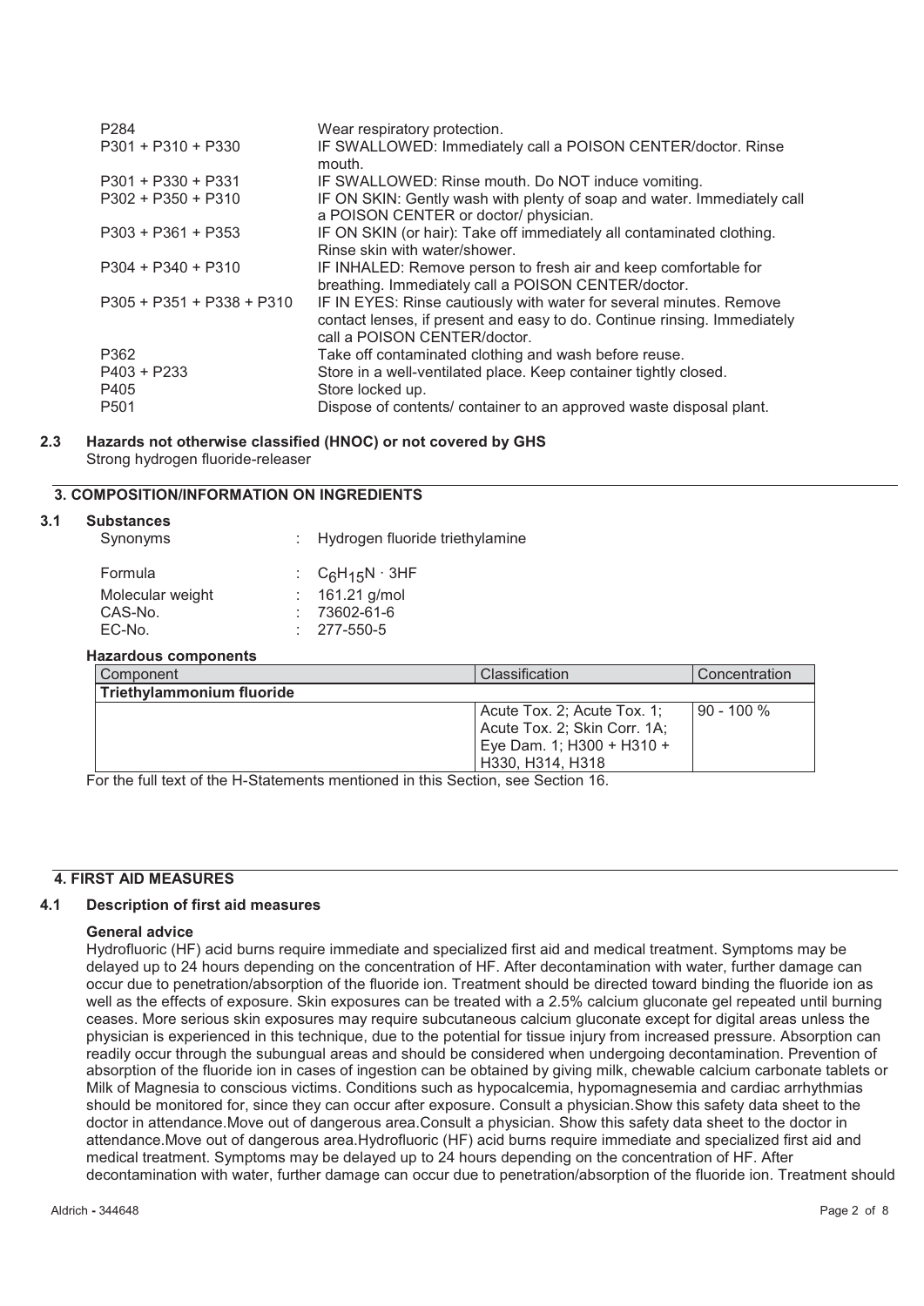| | |
|---|---|
| P284 | Wear respiratory protection. |
| P301 + P310 + P330 | IF SWALLOWED: Immediately call a POISON CENTER/doctor. Rinse mouth. |
| P301 + P330 + P331 | IF SWALLOWED: Rinse mouth. Do NOT induce vomiting. |
| P302 + P350 + P310 | IF ON SKIN: Gently wash with plenty of soap and water. Immediately call a POISON CENTER or doctor/ physician. |
| P303 + P361 + P353 | IF ON SKIN (or hair): Take off immediately all contaminated clothing. Rinse skin with water/shower. |
| P304 + P340 + P310 | IF INHALED: Remove person to fresh air and keep comfortable for breathing. Immediately call a POISON CENTER/doctor. |
| P305 + P351 + P338 + P310 | IF IN EYES: Rinse cautiously with water for several minutes. Remove contact lenses, if present and easy to do. Continue rinsing. Immediately call a POISON CENTER/doctor. |
| P362 | Take off contaminated clothing and wash before reuse. |
| P403 + P233 | Store in a well-ventilated place. Keep container tightly closed. |
| P405 | Store locked up. |
| P501 | Dispose of contents/ container to an approved waste disposal plant. |

### 2.3 Hazards not otherwise classified (HNOC) or not covered by GHS

Strong hydrogen fluoride-releaser

## 3. COMPOSITION/INFORMATION ON INGREDIENTS

### 3.1 Substances

| | |
|---|---|
| Synonyms | : Hydrogen fluoride triethylamine |
| Formula | : $C_6H_{15}N \cdot 3HF$ |
| Molecular weight | : 161.21 g/mol |
| CAS-No. | : 73602-61-6 |
| EC-No. | : 277-550-5 |

**Hazardous components**

| Component | Classification | Concentration |
|---|---|---|
| **Triethylammonium fluoride** | | |
| | Acute Tox. 2; Acute Tox. 1; Acute Tox. 2; Skin Corr. 1A; Eye Dam. 1; H300 + H310 + H330, H314, H318 | 90 - 100 % |

For the full text of the H-Statements mentioned in this Section, see Section 16.

## 4. FIRST AID MEASURES

### 4.1 Description of first aid measures

**General advice**

Hydrofluoric (HF) acid burns require immediate and specialized first aid and medical treatment. Symptoms may be delayed up to 24 hours depending on the concentration of HF. After decontamination with water, further damage can occur due to penetration/absorption of the fluoride ion. Treatment should be directed toward binding the fluoride ion as well as the effects of exposure. Skin exposures can be treated with a 2.5% calcium gluconate gel repeated until burning ceases. More serious skin exposures may require subcutaneous calcium gluconate except for digital areas unless the physician is experienced in this technique, due to the potential for tissue injury from increased pressure. Absorption can readily occur through the subungual areas and should be considered when undergoing decontamination. Prevention of absorption of the fluoride ion in cases of ingestion can be obtained by giving milk, chewable calcium carbonate tablets or Milk of Magnesia to conscious victims. Conditions such as hypocalcemia, hypomagnesemia and cardiac arrhythmias should be monitored for, since they can occur after exposure. Consult a physician.Show this safety data sheet to the doctor in attendance.Move out of dangerous area.Consult a physician. Show this safety data sheet to the doctor in attendance.Move out of dangerous area.Hydrofluoric (HF) acid burns require immediate and specialized first aid and medical treatment. Symptoms may be delayed up to 24 hours depending on the concentration of HF. After decontamination with water, further damage can occur due to penetration/absorption of the fluoride ion. Treatment should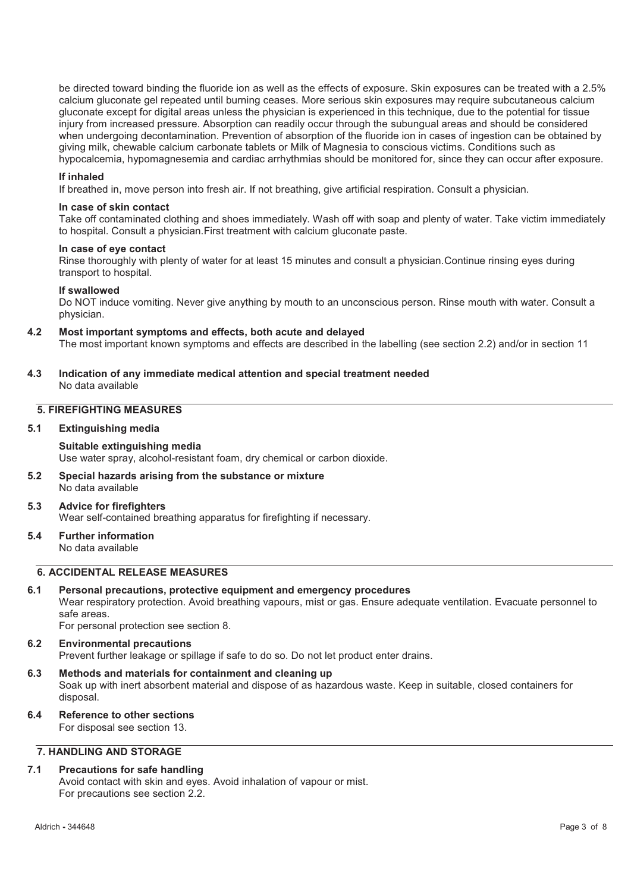be directed toward binding the fluoride ion as well as the effects of exposure. Skin exposures can be treated with a 2.5% calcium gluconate gel repeated until burning ceases. More serious skin exposures may require subcutaneous calcium gluconate except for digital areas unless the physician is experienced in this technique, due to the potential for tissue injury from increased pressure. Absorption can readily occur through the subungual areas and should be considered when undergoing decontamination. Prevention of absorption of the fluoride ion in cases of ingestion can be obtained by giving milk, chewable calcium carbonate tablets or Milk of Magnesia to conscious victims. Conditions such as hypocalcemia, hypomagnesemia and cardiac arrhythmias should be monitored for, since they can occur after exposure.

**If inhaled**

If breathed in, move person into fresh air. If not breathing, give artificial respiration. Consult a physician.

**In case of skin contact**

Take off contaminated clothing and shoes immediately. Wash off with soap and plenty of water. Take victim immediately to hospital. Consult a physician.First treatment with calcium gluconate paste.

**In case of eye contact**

Rinse thoroughly with plenty of water for at least 15 minutes and consult a physician.Continue rinsing eyes during transport to hospital.

**If swallowed**

Do NOT induce vomiting. Never give anything by mouth to an unconscious person. Rinse mouth with water. Consult a physician.

### 4.2 Most important symptoms and effects, both acute and delayed

The most important known symptoms and effects are described in the labelling (see section 2.2) and/or in section 11

### 4.3 Indication of any immediate medical attention and special treatment needed

No data available

## 5. FIREFIGHTING MEASURES

### 5.1 Extinguishing media

**Suitable extinguishing media**

Use water spray, alcohol-resistant foam, dry chemical or carbon dioxide.

### 5.2 Special hazards arising from the substance or mixture

No data available

### 5.3 Advice for firefighters

Wear self-contained breathing apparatus for firefighting if necessary.

### 5.4 Further information

No data available

## 6. ACCIDENTAL RELEASE MEASURES

### 6.1 Personal precautions, protective equipment and emergency procedures

Wear respiratory protection. Avoid breathing vapours, mist or gas. Ensure adequate ventilation. Evacuate personnel to safe areas.

For personal protection see section 8.

### 6.2 Environmental precautions

Prevent further leakage or spillage if safe to do so. Do not let product enter drains.

### 6.3 Methods and materials for containment and cleaning up

Soak up with inert absorbent material and dispose of as hazardous waste. Keep in suitable, closed containers for disposal.

### 6.4 Reference to other sections

For disposal see section 13.

## 7. HANDLING AND STORAGE

### 7.1 Precautions for safe handling

Avoid contact with skin and eyes. Avoid inhalation of vapour or mist.

For precautions see section 2.2.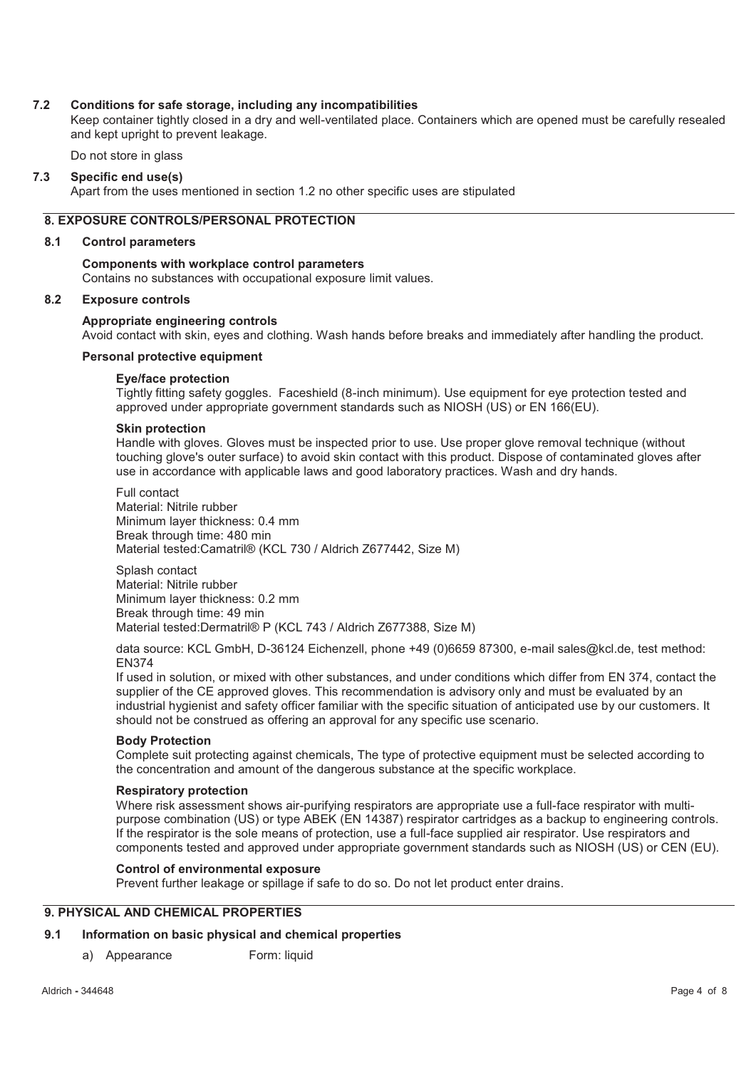### 7.2 Conditions for safe storage, including any incompatibilities

Keep container tightly closed in a dry and well-ventilated place. Containers which are opened must be carefully resealed and kept upright to prevent leakage.

Do not store in glass

### 7.3 Specific end use(s)

Apart from the uses mentioned in section 1.2 no other specific uses are stipulated

## 8. EXPOSURE CONTROLS/PERSONAL PROTECTION

### 8.1 Control parameters

**Components with workplace control parameters**

Contains no substances with occupational exposure limit values.

### 8.2 Exposure controls

**Appropriate engineering controls**

Avoid contact with skin, eyes and clothing. Wash hands before breaks and immediately after handling the product.

**Personal protective equipment**

**Eye/face protection**

Tightly fitting safety goggles. Faceshield (8-inch minimum). Use equipment for eye protection tested and approved under appropriate government standards such as NIOSH (US) or EN 166(EU).

**Skin protection**

Handle with gloves. Gloves must be inspected prior to use. Use proper glove removal technique (without touching glove's outer surface) to avoid skin contact with this product. Dispose of contaminated gloves after use in accordance with applicable laws and good laboratory practices. Wash and dry hands.

Full contact
Material: Nitrile rubber
Minimum layer thickness: 0.4 mm
Break through time: 480 min
Material tested:Camatril® (KCL 730 / Aldrich Z677442, Size M)

Splash contact
Material: Nitrile rubber
Minimum layer thickness: 0.2 mm
Break through time: 49 min
Material tested:Dermatril® P (KCL 743 / Aldrich Z677388, Size M)

data source: KCL GmbH, D-36124 Eichenzell, phone +49 (0)6659 87300, e-mail sales@kcl.de, test method: EN374

If used in solution, or mixed with other substances, and under conditions which differ from EN 374, contact the supplier of the CE approved gloves. This recommendation is advisory only and must be evaluated by an industrial hygienist and safety officer familiar with the specific situation of anticipated use by our customers. It should not be construed as offering an approval for any specific use scenario.

**Body Protection**

Complete suit protecting against chemicals, The type of protective equipment must be selected according to the concentration and amount of the dangerous substance at the specific workplace.

**Respiratory protection**

Where risk assessment shows air-purifying respirators are appropriate use a full-face respirator with multi-purpose combination (US) or type ABEK (EN 14387) respirator cartridges as a backup to engineering controls. If the respirator is the sole means of protection, use a full-face supplied air respirator. Use respirators and components tested and approved under appropriate government standards such as NIOSH (US) or CEN (EU).

**Control of environmental exposure**

Prevent further leakage or spillage if safe to do so. Do not let product enter drains.

## 9. PHYSICAL AND CHEMICAL PROPERTIES

### 9.1 Information on basic physical and chemical properties

a) Appearance Form: liquid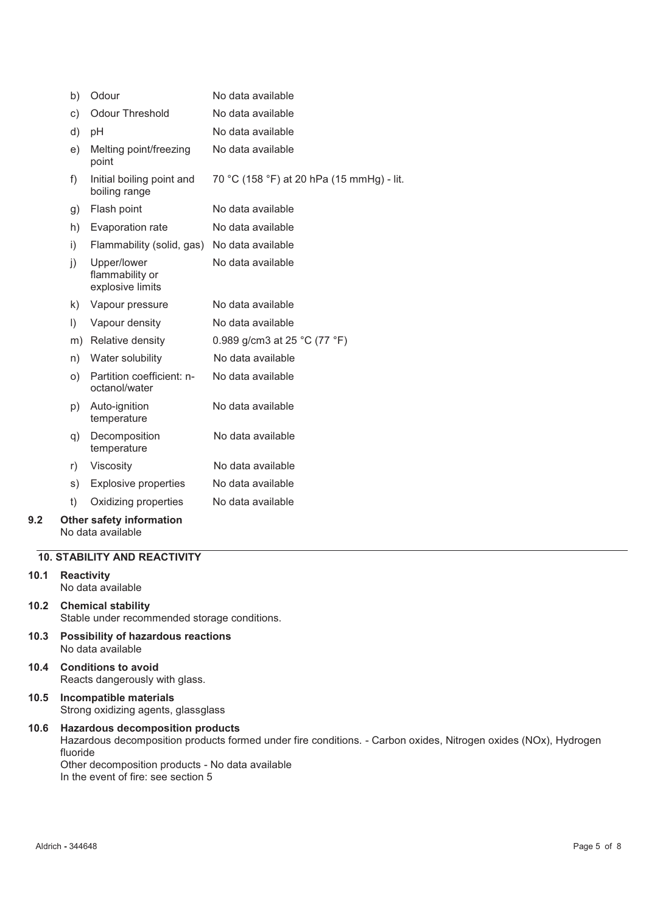| | | |
|---|---|---|
| b) | Odour | No data available |
| c) | Odour Threshold | No data available |
| d) | pH | No data available |
| e) | Melting point/freezing point | No data available |
| f) | Initial boiling point and boiling range | 70 °C (158 °F) at 20 hPa (15 mmHg) - lit. |
| g) | Flash point | No data available |
| h) | Evaporation rate | No data available |
| i) | Flammability (solid, gas) | No data available |
| j) | Upper/lower flammability or explosive limits | No data available |
| k) | Vapour pressure | No data available |
| l) | Vapour density | No data available |
| m) | Relative density | 0.989 g/cm3 at 25 °C (77 °F) |
| n) | Water solubility | No data available |
| o) | Partition coefficient: n-octanol/water | No data available |
| p) | Auto-ignition temperature | No data available |
| q) | Decomposition temperature | No data available |
| r) | Viscosity | No data available |
| s) | Explosive properties | No data available |
| t) | Oxidizing properties | No data available |

**9.2 Other safety information**
No data available

## 10. STABILITY AND REACTIVITY

**10.1 Reactivity**
No data available

**10.2 Chemical stability**
Stable under recommended storage conditions.

**10.3 Possibility of hazardous reactions**
No data available

**10.4 Conditions to avoid**
Reacts dangerously with glass.

**10.5 Incompatible materials**
Strong oxidizing agents, glassglass

**10.6 Hazardous decomposition products**
Hazardous decomposition products formed under fire conditions. - Carbon oxides, Nitrogen oxides (NOx), Hydrogen fluoride
Other decomposition products - No data available
In the event of fire: see section 5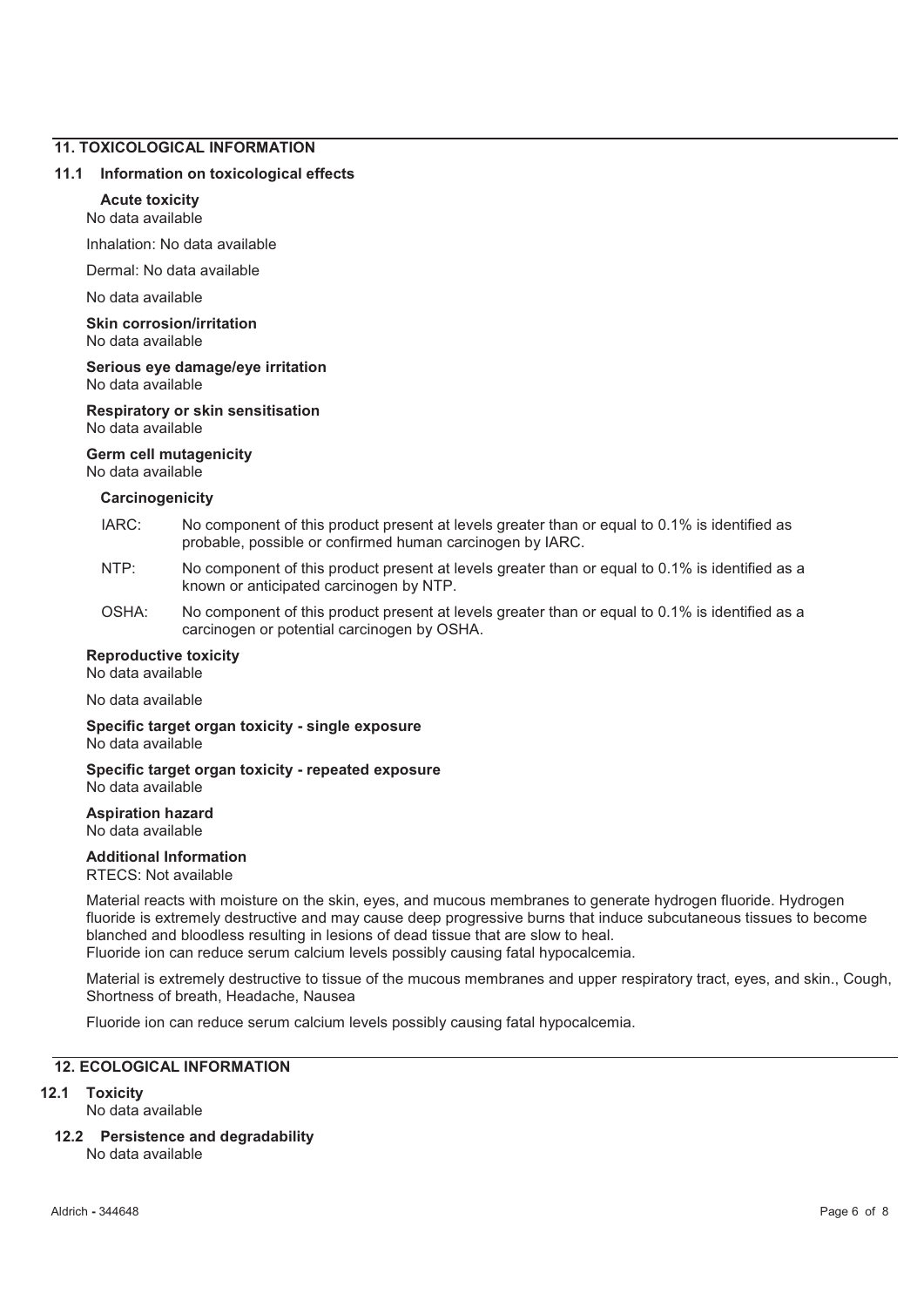## 11. TOXICOLOGICAL INFORMATION

### 11.1 Information on toxicological effects

**Acute toxicity**
No data available

Inhalation: No data available

Dermal: No data available

No data available

**Skin corrosion/irritation**
No data available

**Serious eye damage/eye irritation**
No data available

**Respiratory or skin sensitisation**
No data available

**Germ cell mutagenicity**
No data available

**Carcinogenicity**

IARC: No component of this product present at levels greater than or equal to 0.1% is identified as probable, possible or confirmed human carcinogen by IARC.

NTP: No component of this product present at levels greater than or equal to 0.1% is identified as a known or anticipated carcinogen by NTP.

OSHA: No component of this product present at levels greater than or equal to 0.1% is identified as a carcinogen or potential carcinogen by OSHA.

**Reproductive toxicity**
No data available

No data available

**Specific target organ toxicity - single exposure**
No data available

**Specific target organ toxicity - repeated exposure**
No data available

**Aspiration hazard**
No data available

**Additional Information**
RTECS: Not available

Material reacts with moisture on the skin, eyes, and mucous membranes to generate hydrogen fluoride. Hydrogen fluoride is extremely destructive and may cause deep progressive burns that induce subcutaneous tissues to become blanched and bloodless resulting in lesions of dead tissue that are slow to heal.
Fluoride ion can reduce serum calcium levels possibly causing fatal hypocalcemia.

Material is extremely destructive to tissue of the mucous membranes and upper respiratory tract, eyes, and skin., Cough, Shortness of breath, Headache, Nausea

Fluoride ion can reduce serum calcium levels possibly causing fatal hypocalcemia.

## 12. ECOLOGICAL INFORMATION

### 12.1 Toxicity
No data available

### 12.2 Persistence and degradability
No data available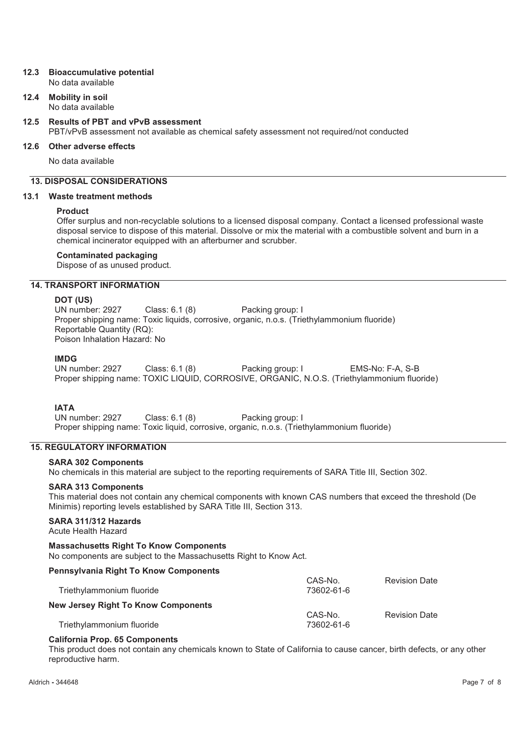### 12.3 Bioaccumulative potential

No data available

### 12.4 Mobility in soil

No data available

### 12.5 Results of PBT and vPvB assessment

PBT/vPvB assessment not available as chemical safety assessment not required/not conducted

### 12.6 Other adverse effects

No data available

## 13. DISPOSAL CONSIDERATIONS

### 13.1 Waste treatment methods

**Product**

Offer surplus and non-recyclable solutions to a licensed disposal company. Contact a licensed professional waste disposal service to dispose of this material. Dissolve or mix the material with a combustible solvent and burn in a chemical incinerator equipped with an afterburner and scrubber.

**Contaminated packaging**

Dispose of as unused product.

## 14. TRANSPORT INFORMATION

**DOT (US)**

UN number: 2927 Class: 6.1 (8) Packing group: I

Proper shipping name: Toxic liquids, corrosive, organic, n.o.s. (Triethylammonium fluoride)

Reportable Quantity (RQ):

Poison Inhalation Hazard: No

**IMDG**

UN number: 2927 Class: 6.1 (8) Packing group: I EMS-No: F-A, S-B

Proper shipping name: TOXIC LIQUID, CORROSIVE, ORGANIC, N.O.S. (Triethylammonium fluoride)

**IATA**

UN number: 2927 Class: 6.1 (8) Packing group: I

Proper shipping name: Toxic liquid, corrosive, organic, n.o.s. (Triethylammonium fluoride)

## 15. REGULATORY INFORMATION

**SARA 302 Components**

No chemicals in this material are subject to the reporting requirements of SARA Title III, Section 302.

**SARA 313 Components**

This material does not contain any chemical components with known CAS numbers that exceed the threshold (De Minimis) reporting levels established by SARA Title III, Section 313.

**SARA 311/312 Hazards**

Acute Health Hazard

**Massachusetts Right To Know Components**

No components are subject to the Massachusetts Right to Know Act.

**Pennsylvania Right To Know Components**

| | CAS-No. | Revision Date |
|---|---|---|
| Triethylammonium fluoride | 73602-61-6 | |

**New Jersey Right To Know Components**

| | CAS-No. | Revision Date |
|---|---|---|
| Triethylammonium fluoride | 73602-61-6 | |

**California Prop. 65 Components**

This product does not contain any chemicals known to State of California to cause cancer, birth defects, or any other reproductive harm.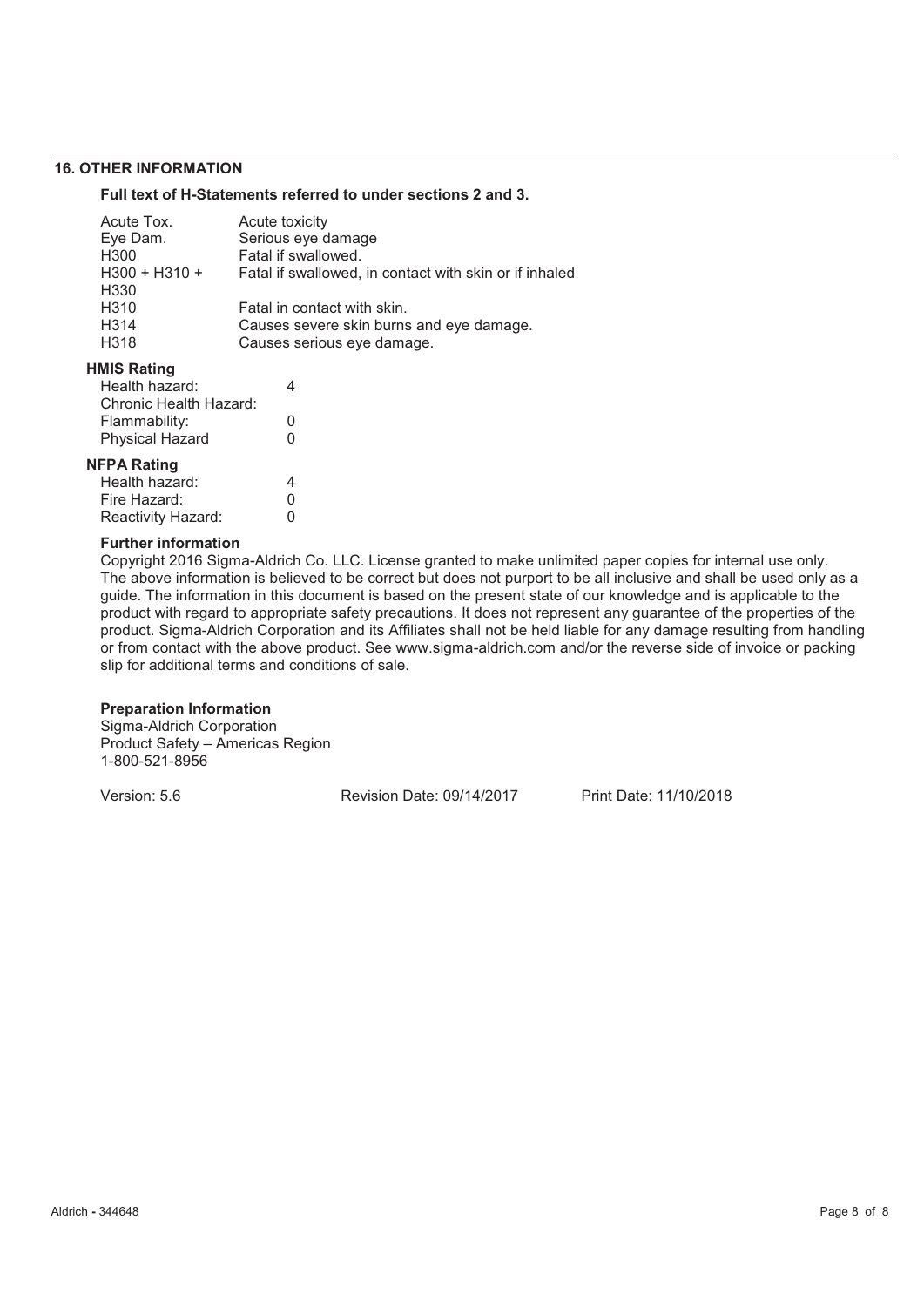## 16. OTHER INFORMATION

### Full text of H-Statements referred to under sections 2 and 3.

| | |
|---|---|
| Acute Tox. | Acute toxicity |
| Eye Dam. | Serious eye damage |
| H300 | Fatal if swallowed. |
| H300 + H310 + H330 | Fatal if swallowed, in contact with skin or if inhaled |
| H310 | Fatal in contact with skin. |
| H314 | Causes severe skin burns and eye damage. |
| H318 | Causes serious eye damage. |

### HMIS Rating

| | |
|---|---|
| Health hazard: | 4 |
| Chronic Health Hazard: | |
| Flammability: | 0 |
| Physical Hazard | 0 |

### NFPA Rating

| | |
|---|---|
| Health hazard: | 4 |
| Fire Hazard: | 0 |
| Reactivity Hazard: | 0 |

### Further information

Copyright 2016 Sigma-Aldrich Co. LLC. License granted to make unlimited paper copies for internal use only. The above information is believed to be correct but does not purport to be all inclusive and shall be used only as a guide. The information in this document is based on the present state of our knowledge and is applicable to the product with regard to appropriate safety precautions. It does not represent any guarantee of the properties of the product. Sigma-Aldrich Corporation and its Affiliates shall not be held liable for any damage resulting from handling or from contact with the above product. See www.sigma-aldrich.com and/or the reverse side of invoice or packing slip for additional terms and conditions of sale.

### Preparation Information

Sigma-Aldrich Corporation
Product Safety – Americas Region
1-800-521-8956

Version: 5.6 Revision Date: 09/14/2017 Print Date: 11/10/2018